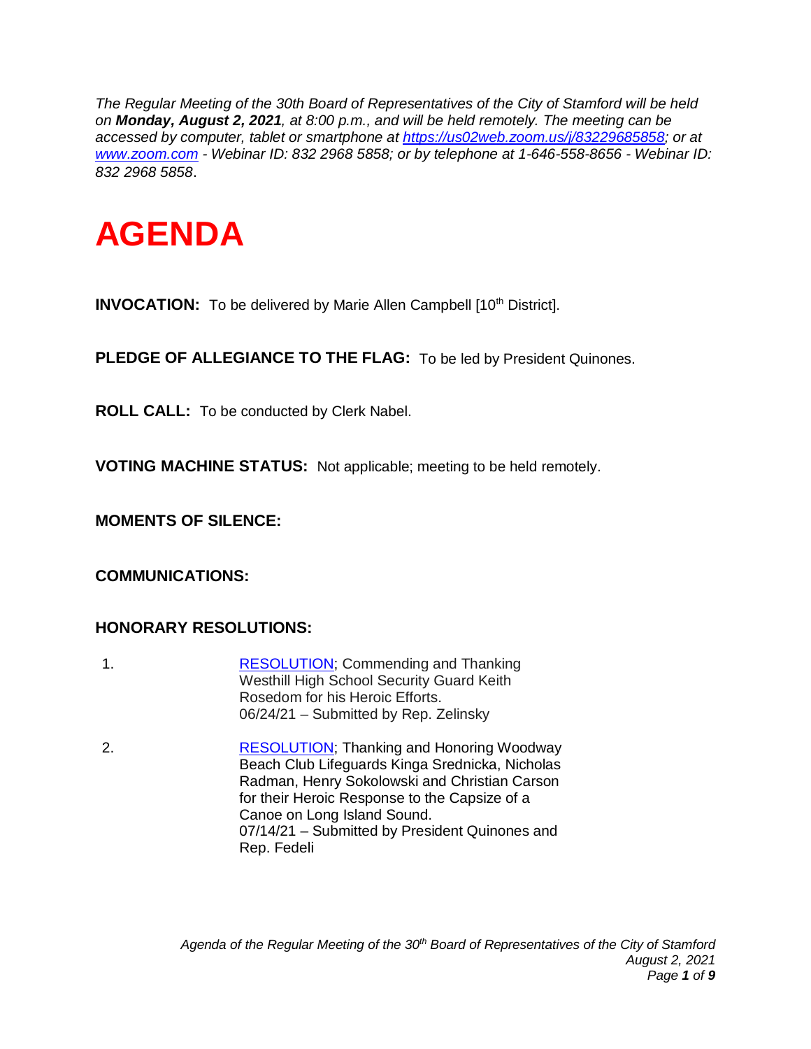*The Regular Meeting of the 30th Board of Representatives of the City of Stamford will be held on **Monday, August 2, 2021**, at 8:00 p.m., and will be held remotely. The meeting can be accessed by computer, tablet or smartphone at [https://us02web.zoom.us/j/83229685858](https://us02web.zoom.us/j/83229685858); or at [www.zoom.com](www.zoom.com) - Webinar ID: 832 2968 5858; or by telephone at 1-646-558-8656 - Webinar ID: 832 2968 5858*.

# AGENDA

**INVOCATION:** To be delivered by Marie Allen Campbell [10th District].

**PLEDGE OF ALLEGIANCE TO THE FLAG:** To be led by President Quinones.

**ROLL CALL:** To be conducted by Clerk Nabel.

**VOTING MACHINE STATUS:** Not applicable; meeting to be held remotely.

**MOMENTS OF SILENCE:**

**COMMUNICATIONS:**

**HONORARY RESOLUTIONS:**

1. RESOLUTION; Commending and Thanking Westhill High School Security Guard Keith Rosedom for his Heroic Efforts.
   06/24/21 – Submitted by Rep. Zelinsky

2. RESOLUTION; Thanking and Honoring Woodway Beach Club Lifeguards Kinga Srednicka, Nicholas Radman, Henry Sokolowski and Christian Carson for their Heroic Response to the Capsize of a Canoe on Long Island Sound.
   07/14/21 – Submitted by President Quinones and Rep. Fedeli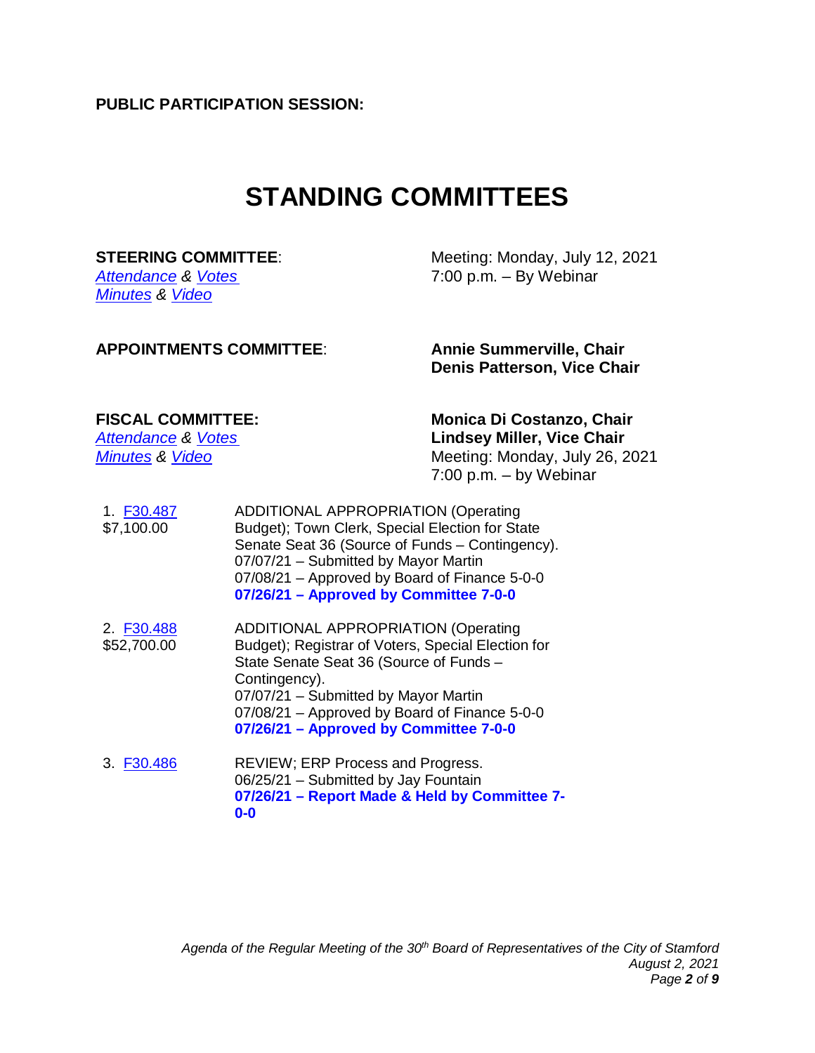**PUBLIC PARTICIPATION SESSION:**

# STANDING COMMITTEES

**STEERING COMMITTEE**:
*Attendance* & *Votes*
*Minutes* & *Video*

Meeting: Monday, July 12, 2021
7:00 p.m. – By Webinar

**APPOINTMENTS COMMITTEE**:

**Annie Summerville, Chair**
**Denis Patterson, Vice Chair**

**FISCAL COMMITTEE:**
*Attendance* & *Votes*
*Minutes* & *Video*

**Monica Di Costanzo, Chair**
**Lindsey Miller, Vice Chair**
Meeting: Monday, July 26, 2021
7:00 p.m. – by Webinar

1. F30.487
$7,100.00

ADDITIONAL APPROPRIATION (Operating Budget); Town Clerk, Special Election for State Senate Seat 36 (Source of Funds – Contingency).
07/07/21 – Submitted by Mayor Martin
07/08/21 – Approved by Board of Finance 5-0-0
**07/26/21 – Approved by Committee 7-0-0**

2. F30.488
$52,700.00

ADDITIONAL APPROPRIATION (Operating Budget); Registrar of Voters, Special Election for State Senate Seat 36 (Source of Funds – Contingency).
07/07/21 – Submitted by Mayor Martin
07/08/21 – Approved by Board of Finance 5-0-0
**07/26/21 – Approved by Committee 7-0-0**

3. F30.486

REVIEW; ERP Process and Progress.
06/25/21 – Submitted by Jay Fountain
**07/26/21 – Report Made & Held by Committee 7-0-0**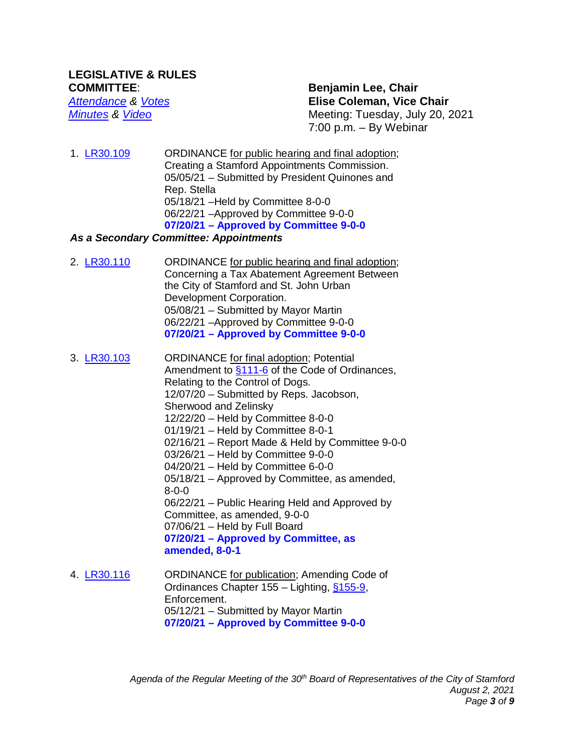**LEGISLATIVE & RULES COMMITTEE**:
*Attendance* & *Votes*
*Minutes* & *Video*

**Benjamin Lee, Chair**
**Elise Coleman, Vice Chair**
Meeting: Tuesday, July 20, 2021
7:00 p.m. – By Webinar

1. LR30.109 — ORDINANCE for public hearing and final adoption; Creating a Stamford Appointments Commission.
   05/05/21 – Submitted by President Quinones and Rep. Stella
   05/18/21 –Held by Committee 8-0-0
   06/22/21 –Approved by Committee 9-0-0
   **07/20/21 – Approved by Committee 9-0-0**

***As a Secondary Committee: Appointments***

2. LR30.110 — ORDINANCE for public hearing and final adoption; Concerning a Tax Abatement Agreement Between the City of Stamford and St. John Urban Development Corporation.
   05/08/21 – Submitted by Mayor Martin
   06/22/21 –Approved by Committee 9-0-0
   **07/20/21 – Approved by Committee 9-0-0**

3. LR30.103 — ORDINANCE for final adoption; Potential Amendment to §111-6 of the Code of Ordinances, Relating to the Control of Dogs.
   12/07/20 – Submitted by Reps. Jacobson, Sherwood and Zelinsky
   12/22/20 – Held by Committee 8-0-0
   01/19/21 – Held by Committee 8-0-1
   02/16/21 – Report Made & Held by Committee 9-0-0
   03/26/21 – Held by Committee 9-0-0
   04/20/21 – Held by Committee 6-0-0
   05/18/21 – Approved by Committee, as amended, 8-0-0
   06/22/21 – Public Hearing Held and Approved by Committee, as amended, 9-0-0
   07/06/21 – Held by Full Board
   **07/20/21 – Approved by Committee, as amended, 8-0-1**

4. LR30.116 — ORDINANCE for publication; Amending Code of Ordinances Chapter 155 – Lighting, §155-9, Enforcement.
   05/12/21 – Submitted by Mayor Martin
   **07/20/21 – Approved by Committee 9-0-0**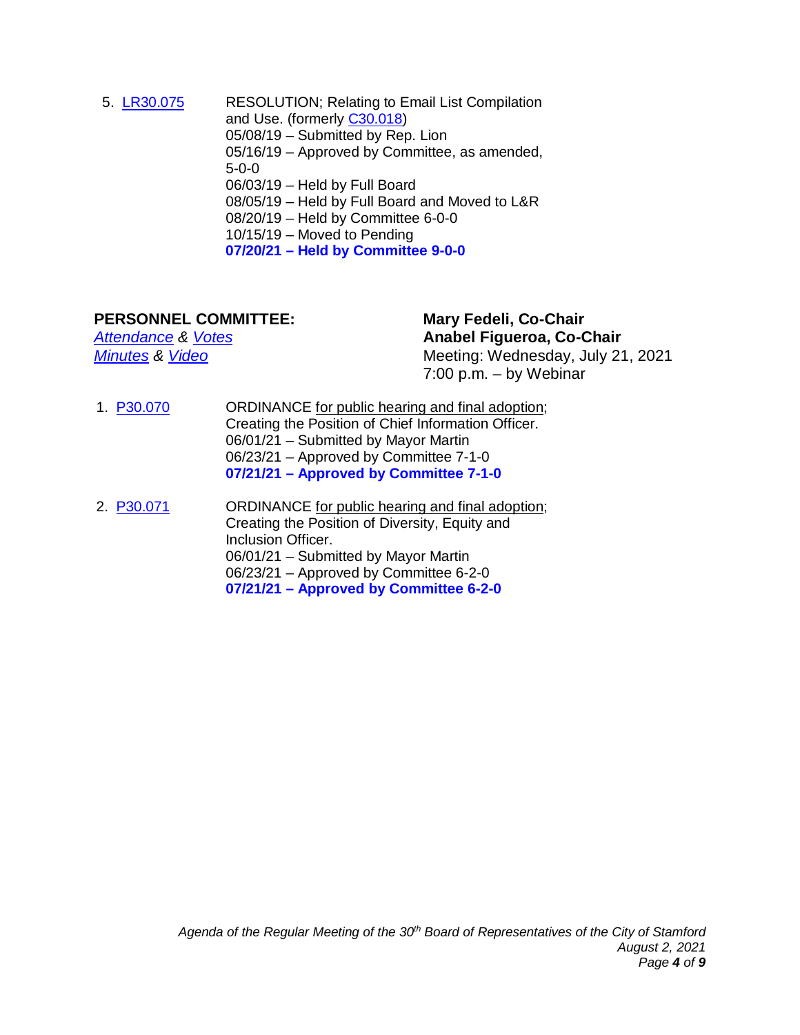5. LR30.075 RESOLUTION; Relating to Email List Compilation and Use. (formerly C30.018)
   05/08/19 – Submitted by Rep. Lion
   05/16/19 – Approved by Committee, as amended, 5-0-0
   06/03/19 – Held by Full Board
   08/05/19 – Held by Full Board and Moved to L&R
   08/20/19 – Held by Committee 6-0-0
   10/15/19 – Moved to Pending
   **07/20/21 – Held by Committee 9-0-0**

**PERSONNEL COMMITTEE:**

*Attendance* & *Votes*
*Minutes* & *Video*

**Mary Fedeli, Co-Chair**
**Anabel Figueroa, Co-Chair**
Meeting: Wednesday, July 21, 2021
7:00 p.m. – by Webinar

1. P30.070 ORDINANCE for public hearing and final adoption; Creating the Position of Chief Information Officer.
   06/01/21 – Submitted by Mayor Martin
   06/23/21 – Approved by Committee 7-1-0
   **07/21/21 – Approved by Committee 7-1-0**

2. P30.071 ORDINANCE for public hearing and final adoption; Creating the Position of Diversity, Equity and Inclusion Officer.
   06/01/21 – Submitted by Mayor Martin
   06/23/21 – Approved by Committee 6-2-0
   **07/21/21 – Approved by Committee 6-2-0**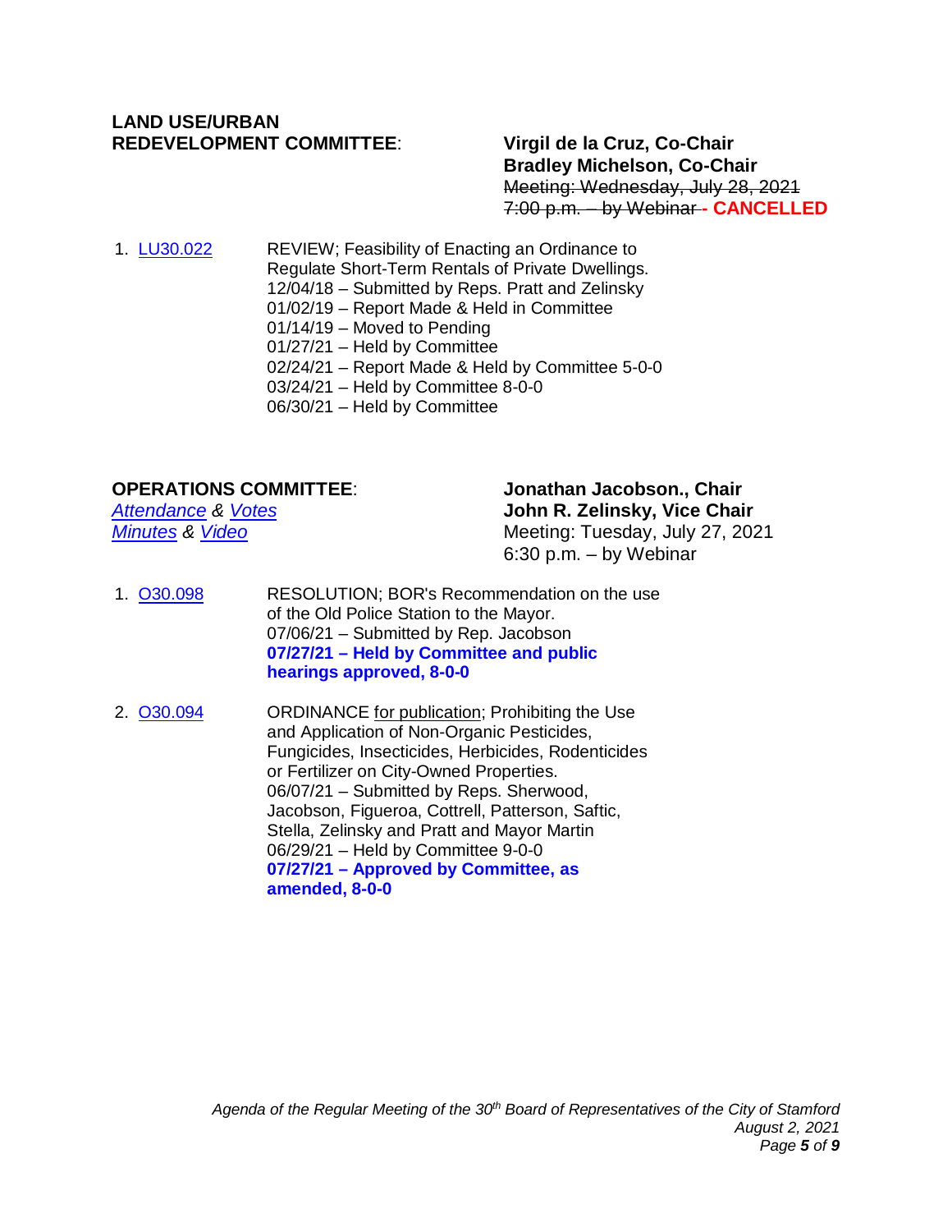## LAND USE/URBAN REDEVELOPMENT COMMITTEE:

**Virgil de la Cruz, Co-Chair**
**Bradley Michelson, Co-Chair**
~~Meeting: Wednesday, July 28, 2021~~
~~7:00 p.m. – by Webinar~~ **- CANCELLED**

1. LU30.022 — REVIEW; Feasibility of Enacting an Ordinance to Regulate Short-Term Rentals of Private Dwellings.
   12/04/18 – Submitted by Reps. Pratt and Zelinsky
   01/02/19 – Report Made & Held in Committee
   01/14/19 – Moved to Pending
   01/27/21 – Held by Committee
   02/24/21 – Report Made & Held by Committee 5-0-0
   03/24/21 – Held by Committee 8-0-0
   06/30/21 – Held by Committee

## OPERATIONS COMMITTEE:

*Attendance* & *Votes*
*Minutes* & *Video*

**Jonathan Jacobson., Chair**
**John R. Zelinsky, Vice Chair**
Meeting: Tuesday, July 27, 2021
6:30 p.m. – by Webinar

1. O30.098 — RESOLUTION; BOR's Recommendation on the use of the Old Police Station to the Mayor.
   07/06/21 – Submitted by Rep. Jacobson
   **07/27/21 – Held by Committee and public hearings approved, 8-0-0**

2. O30.094 — ORDINANCE for publication; Prohibiting the Use and Application of Non-Organic Pesticides, Fungicides, Insecticides, Herbicides, Rodenticides or Fertilizer on City-Owned Properties.
   06/07/21 – Submitted by Reps. Sherwood, Jacobson, Figueroa, Cottrell, Patterson, Saftic, Stella, Zelinsky and Pratt and Mayor Martin
   06/29/21 – Held by Committee 9-0-0
   **07/27/21 – Approved by Committee, as amended, 8-0-0**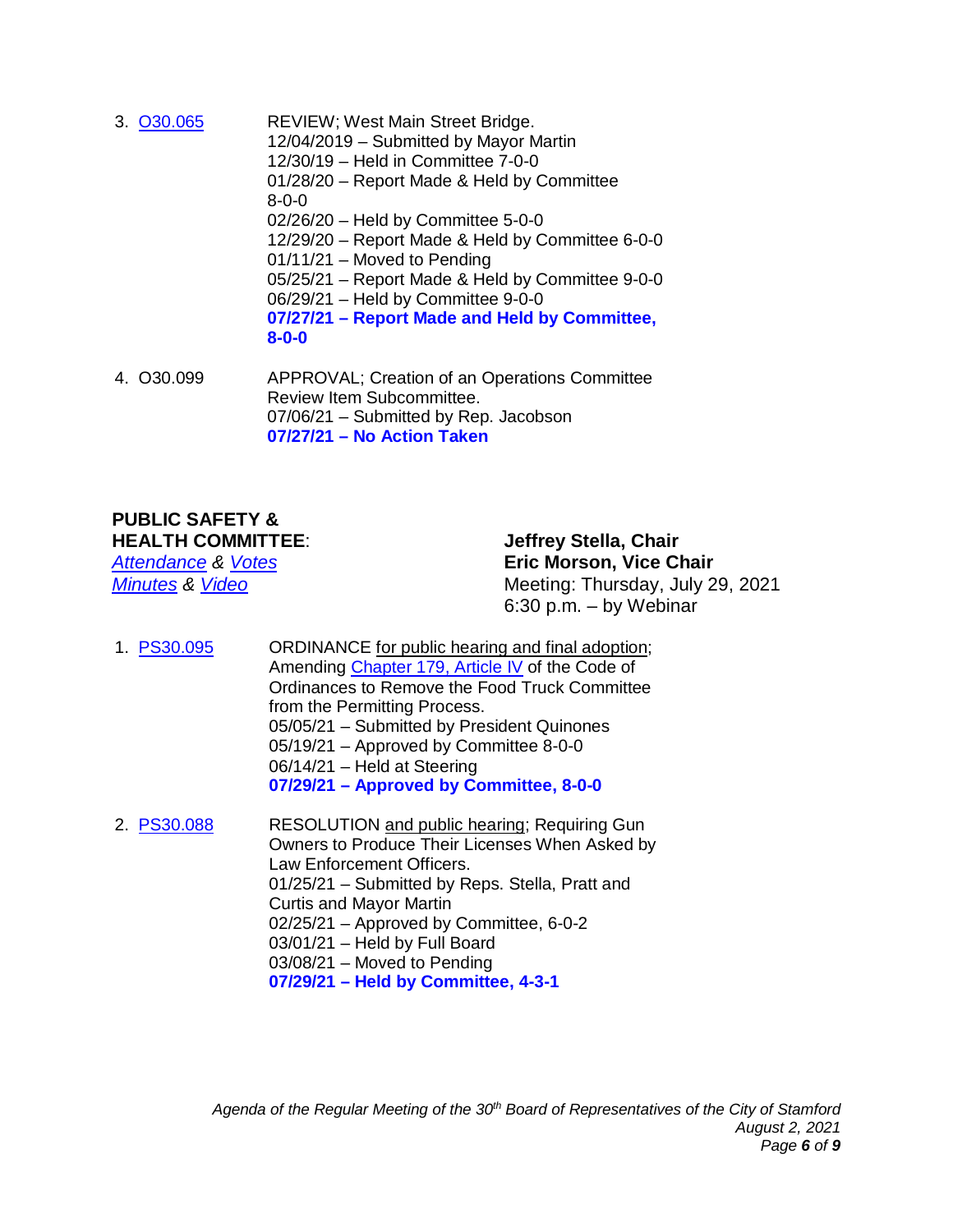3. O30.065 REVIEW; West Main Street Bridge.
   12/04/2019 – Submitted by Mayor Martin
   12/30/19 – Held in Committee 7-0-0
   01/28/20 – Report Made & Held by Committee 8-0-0
   02/26/20 – Held by Committee 5-0-0
   12/29/20 – Report Made & Held by Committee 6-0-0
   01/11/21 – Moved to Pending
   05/25/21 – Report Made & Held by Committee 9-0-0
   06/29/21 – Held by Committee 9-0-0
   **07/27/21 – Report Made and Held by Committee, 8-0-0**

4. O30.099 APPROVAL; Creation of an Operations Committee Review Item Subcommittee.
   07/06/21 – Submitted by Rep. Jacobson
   **07/27/21 – No Action Taken**

**PUBLIC SAFETY & HEALTH COMMITTEE**:
*Attendance* & *Votes*
*Minutes* & *Video*

**Jeffrey Stella, Chair**
**Eric Morson, Vice Chair**
Meeting: Thursday, July 29, 2021
6:30 p.m. – by Webinar

1. PS30.095 ORDINANCE for public hearing and final adoption; Amending Chapter 179, Article IV of the Code of Ordinances to Remove the Food Truck Committee from the Permitting Process.
   05/05/21 – Submitted by President Quinones
   05/19/21 – Approved by Committee 8-0-0
   06/14/21 – Held at Steering
   **07/29/21 – Approved by Committee, 8-0-0**

2. PS30.088 RESOLUTION and public hearing; Requiring Gun Owners to Produce Their Licenses When Asked by Law Enforcement Officers.
   01/25/21 – Submitted by Reps. Stella, Pratt and Curtis and Mayor Martin
   02/25/21 – Approved by Committee, 6-0-2
   03/01/21 – Held by Full Board
   03/08/21 – Moved to Pending
   **07/29/21 – Held by Committee, 4-3-1**

*Agenda of the Regular Meeting of the 30th Board of Representatives of the City of Stamford*
*August 2, 2021*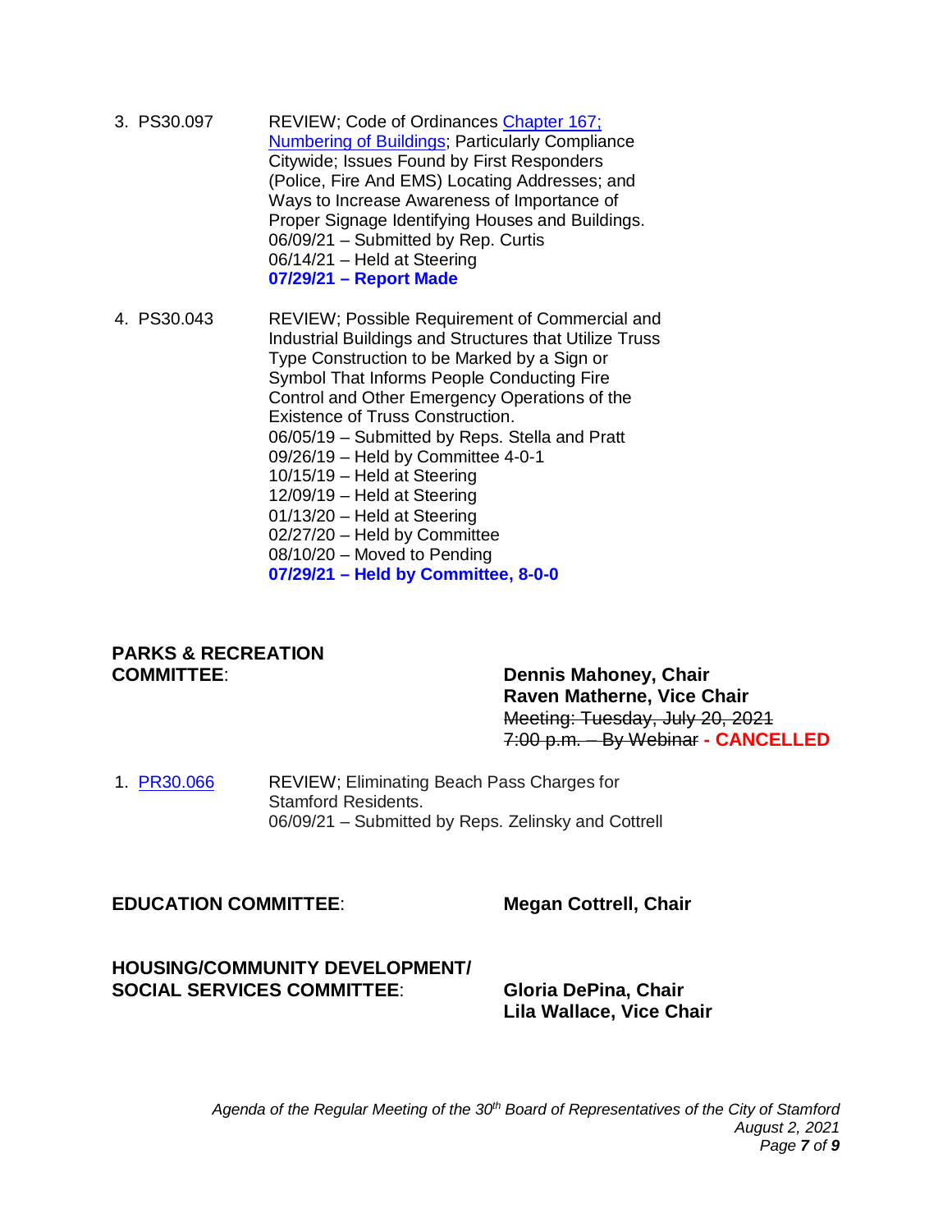3. PS30.097 REVIEW; Code of Ordinances Chapter 167; Numbering of Buildings; Particularly Compliance Citywide; Issues Found by First Responders (Police, Fire And EMS) Locating Addresses; and Ways to Increase Awareness of Importance of Proper Signage Identifying Houses and Buildings.
   06/09/21 – Submitted by Rep. Curtis
   06/14/21 – Held at Steering
   **07/29/21 – Report Made**

4. PS30.043 REVIEW; Possible Requirement of Commercial and Industrial Buildings and Structures that Utilize Truss Type Construction to be Marked by a Sign or Symbol That Informs People Conducting Fire Control and Other Emergency Operations of the Existence of Truss Construction.
   06/05/19 – Submitted by Reps. Stella and Pratt
   09/26/19 – Held by Committee 4-0-1
   10/15/19 – Held at Steering
   12/09/19 – Held at Steering
   01/13/20 – Held at Steering
   02/27/20 – Held by Committee
   08/10/20 – Moved to Pending
   **07/29/21 – Held by Committee, 8-0-0**

## PARKS & RECREATION COMMITTEE:

**Dennis Mahoney, Chair**
**Raven Matherne, Vice Chair**
~~Meeting: Tuesday, July 20, 2021~~
~~7:00 p.m. – By Webinar~~ **- CANCELLED**

1. PR30.066 REVIEW; Eliminating Beach Pass Charges for Stamford Residents.
   06/09/21 – Submitted by Reps. Zelinsky and Cottrell

## EDUCATION COMMITTEE:

**Megan Cottrell, Chair**

## HOUSING/COMMUNITY DEVELOPMENT/ SOCIAL SERVICES COMMITTEE:

**Gloria DePina, Chair**
**Lila Wallace, Vice Chair**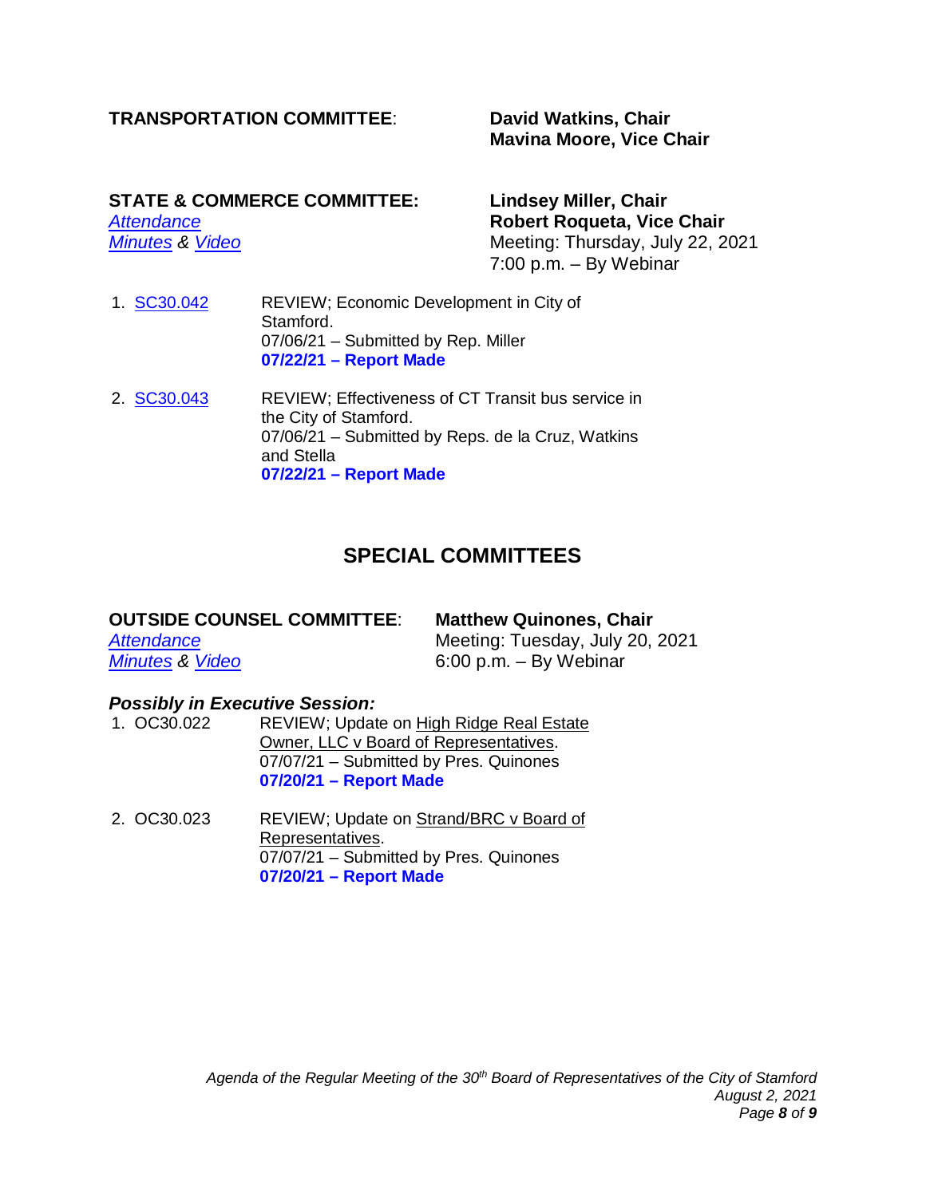**TRANSPORTATION COMMITTEE**: **David Watkins, Chair**
**Mavina Moore, Vice Chair**

**STATE & COMMERCE COMMITTEE:** **Lindsey Miller, Chair**
**Robert Roqueta, Vice Chair**
*Attendance*
*Minutes* & *Video*
Meeting: Thursday, July 22, 2021
7:00 p.m. – By Webinar

1. SC30.042 REVIEW; Economic Development in City of Stamford.
   07/06/21 – Submitted by Rep. Miller
   **07/22/21 – Report Made**

2. SC30.043 REVIEW; Effectiveness of CT Transit bus service in the City of Stamford.
   07/06/21 – Submitted by Reps. de la Cruz, Watkins and Stella
   **07/22/21 – Report Made**

## SPECIAL COMMITTEES

**OUTSIDE COUNSEL COMMITTEE**: **Matthew Quinones, Chair**
*Attendance*
*Minutes* & *Video*
Meeting: Tuesday, July 20, 2021
6:00 p.m. – By Webinar

***Possibly in Executive Session:***

1. OC30.022 REVIEW; Update on High Ridge Real Estate Owner, LLC v Board of Representatives.
   07/07/21 – Submitted by Pres. Quinones
   **07/20/21 – Report Made**

2. OC30.023 REVIEW; Update on Strand/BRC v Board of Representatives.
   07/07/21 – Submitted by Pres. Quinones
   **07/20/21 – Report Made**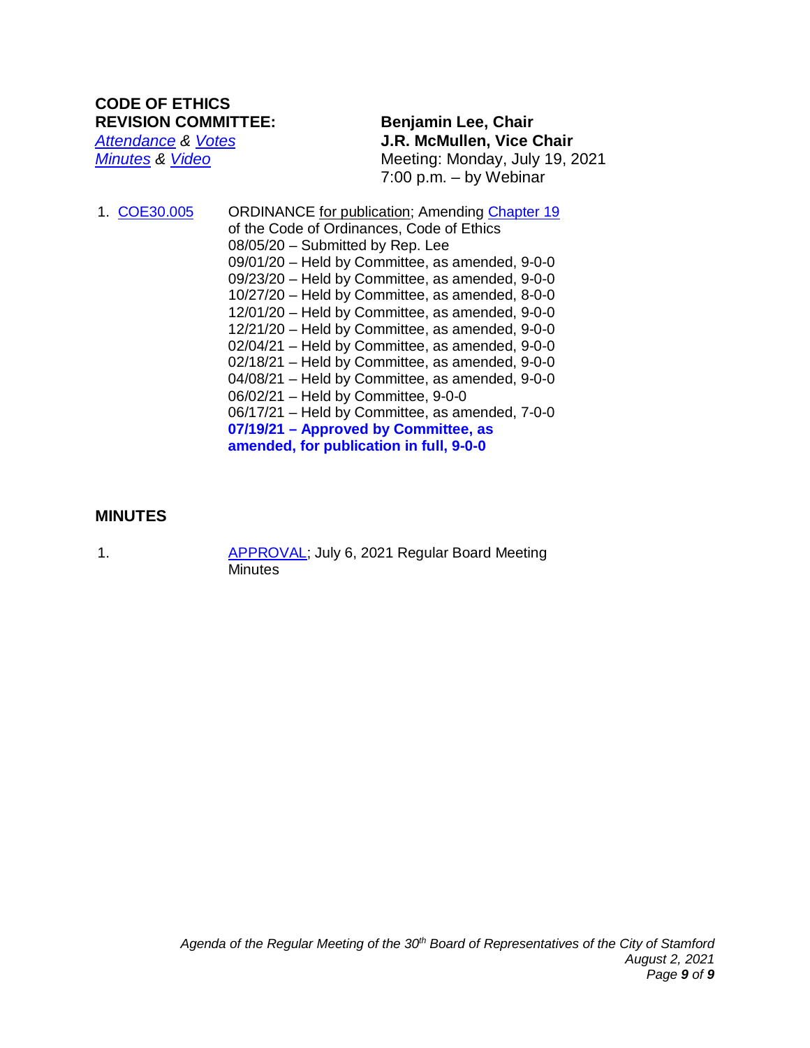**CODE OF ETHICS REVISION COMMITTEE:**
*Attendance* & *Votes*
*Minutes* & *Video*

**Benjamin Lee, Chair**
**J.R. McMullen, Vice Chair**
Meeting: Monday, July 19, 2021
7:00 p.m. – by Webinar

1. COE30.005 ORDINANCE for publication; Amending Chapter 19 of the Code of Ordinances, Code of Ethics
   08/05/20 – Submitted by Rep. Lee
   09/01/20 – Held by Committee, as amended, 9-0-0
   09/23/20 – Held by Committee, as amended, 9-0-0
   10/27/20 – Held by Committee, as amended, 8-0-0
   12/01/20 – Held by Committee, as amended, 9-0-0
   12/21/20 – Held by Committee, as amended, 9-0-0
   02/04/21 – Held by Committee, as amended, 9-0-0
   02/18/21 – Held by Committee, as amended, 9-0-0
   04/08/21 – Held by Committee, as amended, 9-0-0
   06/02/21 – Held by Committee, 9-0-0
   06/17/21 – Held by Committee, as amended, 7-0-0
   **07/19/21 – Approved by Committee, as amended, for publication in full, 9-0-0**

## MINUTES

1. APPROVAL; July 6, 2021 Regular Board Meeting Minutes